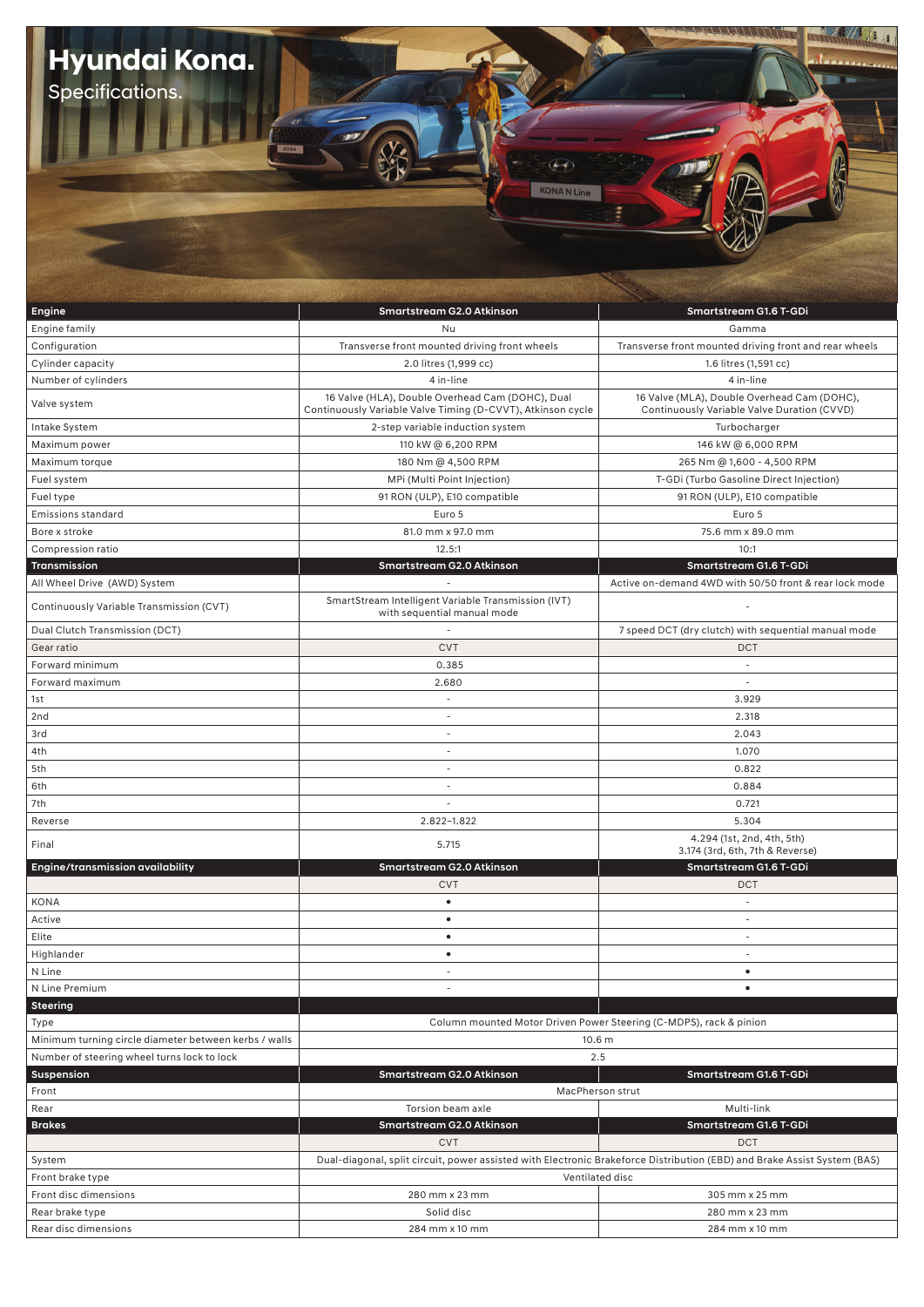# Hyundai Kona.

## Specifications.

| Engine | Smartstream G2.0 Atkinson | Smartstream G1.6 T-GDi |
|---|---|---|
| Engine family | Nu | Gamma |
| Configuration | Transverse front mounted driving front wheels | Transverse front mounted driving front and rear wheels |
| Cylinder capacity | 2.0 litres (1,999 cc) | 1.6 litres (1,591 cc) |
| Number of cylinders | 4 in-line | 4 in-line |
| Valve system | 16 Valve (HLA), Double Overhead Cam (DOHC), Dual Continuously Variable Valve Timing (D-CVVT), Atkinson cycle | 16 Valve (MLA), Double Overhead Cam (DOHC), Continuously Variable Valve Duration (CVVD) |
| Intake System | 2-step variable induction system | Turbocharger |
| Maximum power | 110 kW @ 6,200 RPM | 146 kW @ 6,000 RPM |
| Maximum torque | 180 Nm @ 4,500 RPM | 265 Nm @ 1,600 - 4,500 RPM |
| Fuel system | MPi (Multi Point Injection) | T-GDi (Turbo Gasoline Direct Injection) |
| Fuel type | 91 RON (ULP), E10 compatible | 91 RON (ULP), E10 compatible |
| Emissions standard | Euro 5 | Euro 5 |
| Bore x stroke | 81.0 mm x 97.0 mm | 75.6 mm x 89.0 mm |
| Compression ratio | 12.5:1 | 10:1 |
| **Transmission** | **Smartstream G2.0 Atkinson** | **Smartstream G1.6 T-GDi** |
| All Wheel Drive (AWD) System | - | Active on-demand 4WD with 50/50 front & rear lock mode |
| Continuously Variable Transmission (CVT) | SmartStream Intelligent Variable Transmission (IVT) with sequential manual mode | - |
| Dual Clutch Transmission (DCT) | - | 7 speed DCT (dry clutch) with sequential manual mode |
| Gear ratio | CVT | DCT |
| Forward minimum | 0.385 | - |
| Forward maximum | 2.680 | - |
| 1st | - | 3.929 |
| 2nd | - | 2.318 |
| 3rd | - | 2.043 |
| 4th | - | 1.070 |
| 5th | - | 0.822 |
| 6th | - | 0.884 |
| 7th | - | 0.721 |
| Reverse | 2.822–1.822 | 5.304 |
| Final | 5.715 | 4.294 (1st, 2nd, 4th, 5th) 3.174 (3rd, 6th, 7th & Reverse) |
| **Engine/transmission availability** | **Smartstream G2.0 Atkinson** | **Smartstream G1.6 T-GDi** |
| | CVT | DCT |
| KONA | • | - |
| Active | • | - |
| Elite | • | - |
| Highlander | • | - |
| N Line | - | • |
| N Line Premium | - | • |
| **Steering** | | |
| Type | Column mounted Motor Driven Power Steering (C-MDPS), rack & pinion | |
| Minimum turning circle diameter between kerbs / walls | 10.6 m | |
| Number of steering wheel turns lock to lock | 2.5 | |
| **Suspension** | **Smartstream G2.0 Atkinson** | **Smartstream G1.6 T-GDi** |
| Front | MacPherson strut | |
| Rear | Torsion beam axle | Multi-link |
| **Brakes** | **Smartstream G2.0 Atkinson** | **Smartstream G1.6 T-GDi** |
| | CVT | DCT |
| System | Dual-diagonal, split circuit, power assisted with Electronic Brakeforce Distribution (EBD) and Brake Assist System (BAS) | |
| Front brake type | Ventilated disc | |
| Front disc dimensions | 280 mm x 23 mm | 305 mm x 25 mm |
| Rear brake type | Solid disc | 280 mm x 23 mm |
| Rear disc dimensions | 284 mm x 10 mm | 284 mm x 10 mm |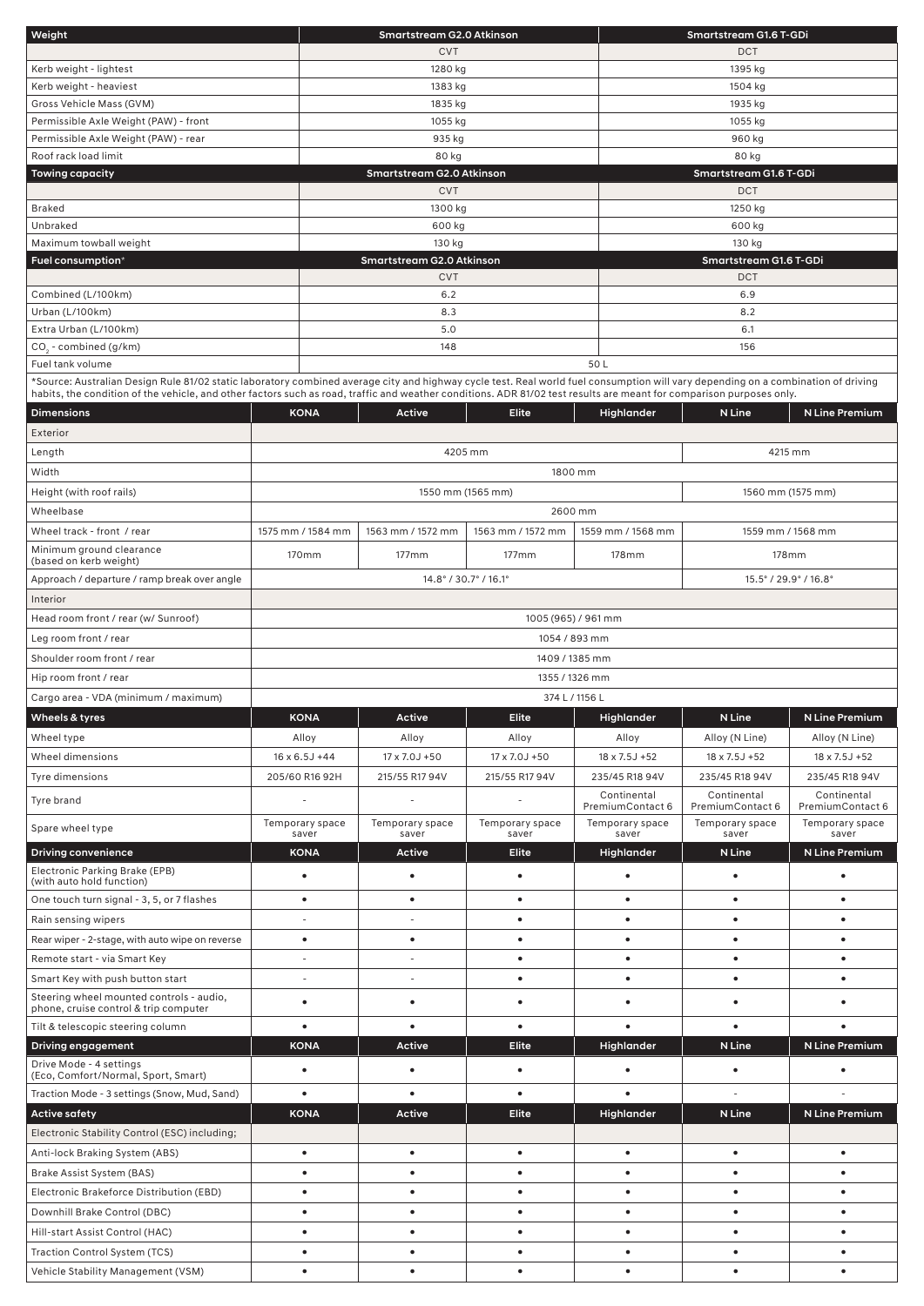| Weight | Smartstream G2.0 Atkinson | Smartstream G1.6 T-GDi |
|---|---|---|
| | CVT | DCT |
| Kerb weight - lightest | 1280 kg | 1395 kg |
| Kerb weight - heaviest | 1383 kg | 1504 kg |
| Gross Vehicle Mass (GVM) | 1835 kg | 1935 kg |
| Permissible Axle Weight (PAW) - front | 1055 kg | 1055 kg |
| Permissible Axle Weight (PAW) - rear | 935 kg | 960 kg |
| Roof rack load limit | 80 kg | 80 kg |

| Towing capacity | Smartstream G2.0 Atkinson | Smartstream G1.6 T-GDi |
|---|---|---|
| | CVT | DCT |
| Braked | 1300 kg | 1250 kg |
| Unbraked | 600 kg | 600 kg |
| Maximum towball weight | 130 kg | 130 kg |

| Fuel consumption* | Smartstream G2.0 Atkinson | Smartstream G1.6 T-GDi |
|---|---|---|
| | CVT | DCT |
| Combined (L/100km) | 6.2 | 6.9 |
| Urban (L/100km) | 8.3 | 8.2 |
| Extra Urban (L/100km) | 5.0 | 6.1 |
| $CO_2$ - combined (g/km) | 148 | 156 |
| Fuel tank volume | 50 L | |

*Source: Australian Design Rule 81/02 static laboratory combined average city and highway cycle test. Real world fuel consumption will vary depending on a combination of driving habits, the condition of the vehicle, and other factors such as road, traffic and weather conditions. ADR 81/02 test results are meant for comparison purposes only.

| Dimensions | KONA | Active | Elite | Highlander | N Line | N Line Premium |
|---|---|---|---|---|---|---|
| **Exterior** | | | | | | |
| Length | 4205 mm | | | | 4215 mm | |
| Width | 1800 mm | | | | | |
| Height (with roof rails) | 1550 mm (1565 mm) | | | | 1560 mm (1575 mm) | |
| Wheelbase | 2600 mm | | | | | |
| Wheel track - front / rear | 1575 mm / 1584 mm | 1563 mm / 1572 mm | 1563 mm / 1572 mm | 1559 mm / 1568 mm | 1559 mm / 1568 mm | |
| Minimum ground clearance (based on kerb weight) | 170mm | 177mm | 177mm | 178mm | 178mm | |
| Approach / departure / ramp break over angle | 14.8° / 30.7° / 16.1° | | | | 15.5° / 29.9° / 16.8° | |
| **Interior** | | | | | | |
| Head room front / rear (w/ Sunroof) | 1005 (965) / 961 mm | | | | | |
| Leg room front / rear | 1054 / 893 mm | | | | | |
| Shoulder room front / rear | 1409 / 1385 mm | | | | | |
| Hip room front / rear | 1355 / 1326 mm | | | | | |
| Cargo area - VDA (minimum / maximum) | 374 L / 1156 L | | | | | |

| Wheels & tyres | KONA | Active | Elite | Highlander | N Line | N Line Premium |
|---|---|---|---|---|---|---|
| Wheel type | Alloy | Alloy | Alloy | Alloy | Alloy (N Line) | Alloy (N Line) |
| Wheel dimensions | 16 x 6.5J +44 | 17 x 7.0J +50 | 17 x 7.0J +50 | 18 x 7.5J +52 | 18 x 7.5J +52 | 18 x 7.5J +52 |
| Tyre dimensions | 205/60 R16 92H | 215/55 R17 94V | 215/55 R17 94V | 235/45 R18 94V | 235/45 R18 94V | 235/45 R18 94V |
| Tyre brand | - | - | - | Continental PremiumContact 6 | Continental PremiumContact 6 | Continental PremiumContact 6 |
| Spare wheel type | Temporary space saver | Temporary space saver | Temporary space saver | Temporary space saver | Temporary space saver | Temporary space saver |

| Driving convenience | KONA | Active | Elite | Highlander | N Line | N Line Premium |
|---|---|---|---|---|---|---|
| Electronic Parking Brake (EPB) (with auto hold function) | • | • | • | • | • | • |
| One touch turn signal - 3, 5, or 7 flashes | • | • | • | • | • | • |
| Rain sensing wipers | - | - | • | • | • | • |
| Rear wiper - 2-stage, with auto wipe on reverse | • | • | • | • | • | • |
| Remote start - via Smart Key | - | - | • | • | • | • |
| Smart Key with push button start | - | - | • | • | • | • |
| Steering wheel mounted controls - audio, phone, cruise control & trip computer | • | • | • | • | • | • |
| Tilt & telescopic steering column | • | • | • | • | • | • |

| Driving engagement | KONA | Active | Elite | Highlander | N Line | N Line Premium |
|---|---|---|---|---|---|---|
| Drive Mode - 4 settings (Eco, Comfort/Normal, Sport, Smart) | • | • | • | • | • | • |
| Traction Mode - 3 settings (Snow, Mud, Sand) | • | • | • | • | - | - |

| Active safety | KONA | Active | Elite | Highlander | N Line | N Line Premium |
|---|---|---|---|---|---|---|
| Electronic Stability Control (ESC) including; | | | | | | |
| Anti-lock Braking System (ABS) | • | • | • | • | • | • |
| Brake Assist System (BAS) | • | • | • | • | • | • |
| Electronic Brakeforce Distribution (EBD) | • | • | • | • | • | • |
| Downhill Brake Control (DBC) | • | • | • | • | • | • |
| Hill-start Assist Control (HAC) | • | • | • | • | • | • |
| Traction Control System (TCS) | • | • | • | • | • | • |
| Vehicle Stability Management (VSM) | • | • | • | • | • | • |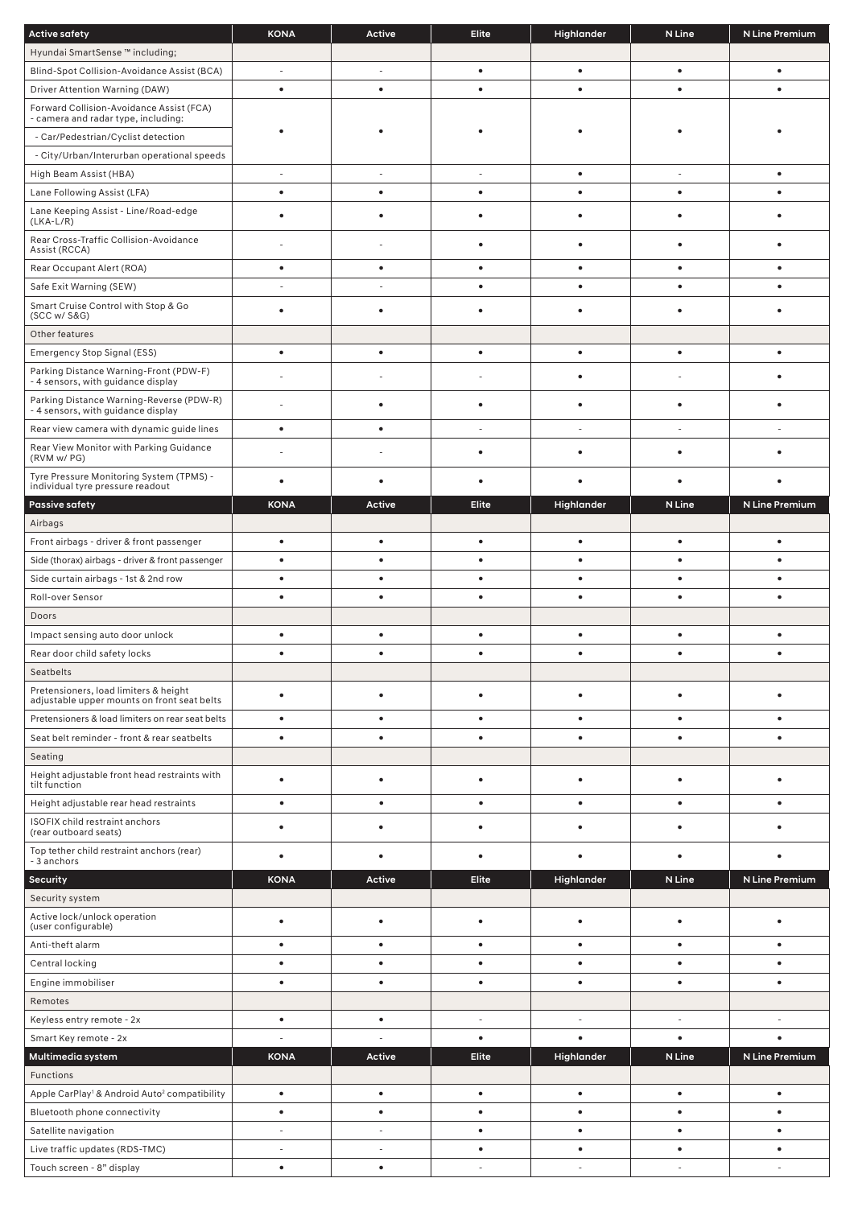| Active safety | KONA | Active | Elite | Highlander | N Line | N Line Premium |
|---|---|---|---|---|---|---|
| Hyundai SmartSense ™ including; | | | | | | |
| Blind-Spot Collision-Avoidance Assist (BCA) | - | - | • | • | • | • |
| Driver Attention Warning (DAW) | • | • | • | • | • | • |
| Forward Collision-Avoidance Assist (FCA) - camera and radar type, including: - Car/Pedestrian/Cyclist detection - City/Urban/Interurban operational speeds | • | • | • | • | • | • |
| High Beam Assist (HBA) | - | - | - | • | - | • |
| Lane Following Assist (LFA) | • | • | • | • | • | • |
| Lane Keeping Assist - Line/Road-edge (LKA-L/R) | • | • | • | • | • | • |
| Rear Cross-Traffic Collision-Avoidance Assist (RCCA) | - | - | • | • | • | • |
| Rear Occupant Alert (ROA) | • | • | • | • | • | • |
| Safe Exit Warning (SEW) | - | - | • | • | • | • |
| Smart Cruise Control with Stop & Go (SCC w/ S&G) | • | • | • | • | • | • |
| Other features | | | | | | |
| Emergency Stop Signal (ESS) | • | • | • | • | • | • |
| Parking Distance Warning-Front (PDW-F) - 4 sensors, with guidance display | - | - | - | • | - | • |
| Parking Distance Warning-Reverse (PDW-R) - 4 sensors, with guidance display | - | • | • | • | • | • |
| Rear view camera with dynamic guide lines | • | • | - | - | - | - |
| Rear View Monitor with Parking Guidance (RVM w/ PG) | - | - | • | • | • | • |
| Tyre Pressure Monitoring System (TPMS) - individual tyre pressure readout | • | • | • | • | • | • |
| **Passive safety** | **KONA** | **Active** | **Elite** | **Highlander** | **N Line** | **N Line Premium** |
| Airbags | | | | | | |
| Front airbags - driver & front passenger | • | • | • | • | • | • |
| Side (thorax) airbags - driver & front passenger | • | • | • | • | • | • |
| Side curtain airbags - 1st & 2nd row | • | • | • | • | • | • |
| Roll-over Sensor | • | • | • | • | • | • |
| Doors | | | | | | |
| Impact sensing auto door unlock | • | • | • | • | • | • |
| Rear door child safety locks | • | • | • | • | • | • |
| Seatbelts | | | | | | |
| Pretensioners, load limiters & height adjustable upper mounts on front seat belts | • | • | • | • | • | • |
| Pretensioners & load limiters on rear seat belts | • | • | • | • | • | • |
| Seat belt reminder - front & rear seatbelts | • | • | • | • | • | • |
| Seating | | | | | | |
| Height adjustable front head restraints with tilt function | • | • | • | • | • | • |
| Height adjustable rear head restraints | • | • | • | • | • | • |
| ISOFIX child restraint anchors (rear outboard seats) | • | • | • | • | • | • |
| Top tether child restraint anchors (rear) - 3 anchors | • | • | • | • | • | • |
| **Security** | **KONA** | **Active** | **Elite** | **Highlander** | **N Line** | **N Line Premium** |
| Security system | | | | | | |
| Active lock/unlock operation (user configurable) | • | • | • | • | • | • |
| Anti-theft alarm | • | • | • | • | • | • |
| Central locking | • | • | • | • | • | • |
| Engine immobiliser | • | • | • | • | • | • |
| Remotes | | | | | | |
| Keyless entry remote - 2x | • | • | - | - | - | - |
| Smart Key remote - 2x | - | - | • | • | • | • |
| **Multimedia system** | **KONA** | **Active** | **Elite** | **Highlander** | **N Line** | **N Line Premium** |
| Functions | | | | | | |
| Apple CarPlay[1] & Android Auto[2] compatibility | • | • | • | • | • | • |
| Bluetooth phone connectivity | • | • | • | • | • | • |
| Satellite navigation | - | - | • | • | • | • |
| Live traffic updates (RDS-TMC) | - | - | • | • | • | • |
| Touch screen - 8" display | • | • | - | - | - | - |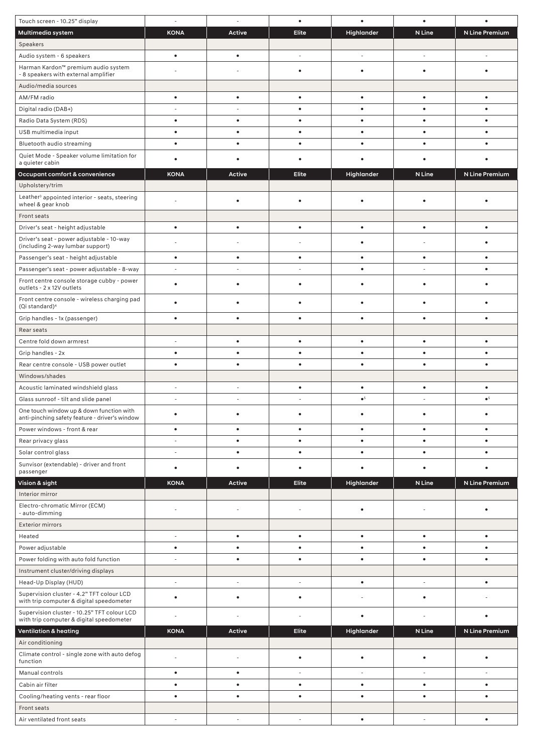| Touch screen - 10.25" display | - | - | • | • | • | • |
|---|---|---|---|---|---|---|
| **Multimedia system** | **KONA** | **Active** | **Elite** | **Highlander** | **N Line** | **N Line Premium** |
| Speakers | | | | | | |
| Audio system - 6 speakers | • | • | - | - | - | - |
| Harman Kardon™ premium audio system - 8 speakers with external amplifier | - | - | • | • | • | • |
| Audio/media sources | | | | | | |
| AM/FM radio | • | • | • | • | • | • |
| Digital radio (DAB+) | - | - | • | • | • | • |
| Radio Data System (RDS) | • | • | • | • | • | • |
| USB multimedia input | • | • | • | • | • | • |
| Bluetooth audio streaming | • | • | • | • | • | • |
| Quiet Mode - Speaker volume limitation for a quieter cabin | • | • | • | • | • | • |
| **Occupant comfort & convenience** | **KONA** | **Active** | **Elite** | **Highlander** | **N Line** | **N Line Premium** |
| Upholstery/trim | | | | | | |
| Leather[3] appointed interior - seats, steering wheel & gear knob | - | • | • | • | • | • |
| Front seats | | | | | | |
| Driver's seat - height adjustable | • | • | • | • | • | • |
| Driver's seat - power adjustable - 10-way (including 2-way lumbar support) | - | - | - | • | - | • |
| Passenger's seat - height adjustable | • | • | • | • | • | • |
| Passenger's seat - power adjustable - 8-way | - | - | - | • | - | • |
| Front centre console storage cubby - power outlets - 2 x 12V outlets | • | • | • | • | • | • |
| Front centre console - wireless charging pad (Qi standard)[4] | • | • | • | • | • | • |
| Grip handles - 1x (passenger) | • | • | • | • | • | • |
| Rear seats | | | | | | |
| Centre fold down armrest | - | • | • | • | • | • |
| Grip handles - 2x | • | • | • | • | • | • |
| Rear centre console - USB power outlet | • | • | • | • | • | • |
| Windows/shades | | | | | | |
| Acoustic laminated windshield glass | - | - | • | • | • | • |
| Glass sunroof - tilt and slide panel | - | - | - | •[5] | - | •[5] |
| One touch window up & down function with anti-pinching safety feature - driver's window | • | • | • | • | • | • |
| Power windows - front & rear | • | • | • | • | • | • |
| Rear privacy glass | - | • | • | • | • | • |
| Solar control glass | - | • | • | • | • | • |
| Sunvisor (extendable) - driver and front passenger | • | • | • | • | • | • |
| **Vision & sight** | **KONA** | **Active** | **Elite** | **Highlander** | **N Line** | **N Line Premium** |
| Interior mirror | | | | | | |
| Electro-chromatic Mirror (ECM) - auto-dimming | - | - | - | • | - | • |
| Exterior mirrors | | | | | | |
| Heated | - | • | • | • | • | • |
| Power adjustable | • | • | • | • | • | • |
| Power folding with auto fold function | - | • | • | • | • | • |
| Instrument cluster/driving displays | | | | | | |
| Head-Up Display (HUD) | - | - | - | • | - | • |
| Supervision cluster - 4.2" TFT colour LCD with trip computer & digital speedometer | • | • | • | - | • | - |
| Supervision cluster - 10.25" TFT colour LCD with trip computer & digital speedometer | - | - | - | • | - | • |
| **Ventilation & heating** | **KONA** | **Active** | **Elite** | **Highlander** | **N Line** | **N Line Premium** |
| Air conditioning | | | | | | |
| Climate control - single zone with auto defog function | - | - | • | • | • | • |
| Manual controls | • | • | - | - | - | - |
| Cabin air filter | • | • | • | • | • | • |
| Cooling/heating vents - rear floor | • | • | • | • | • | • |
| Front seats | | | | | | |
| Air ventilated front seats | - | - | - | • | - | • |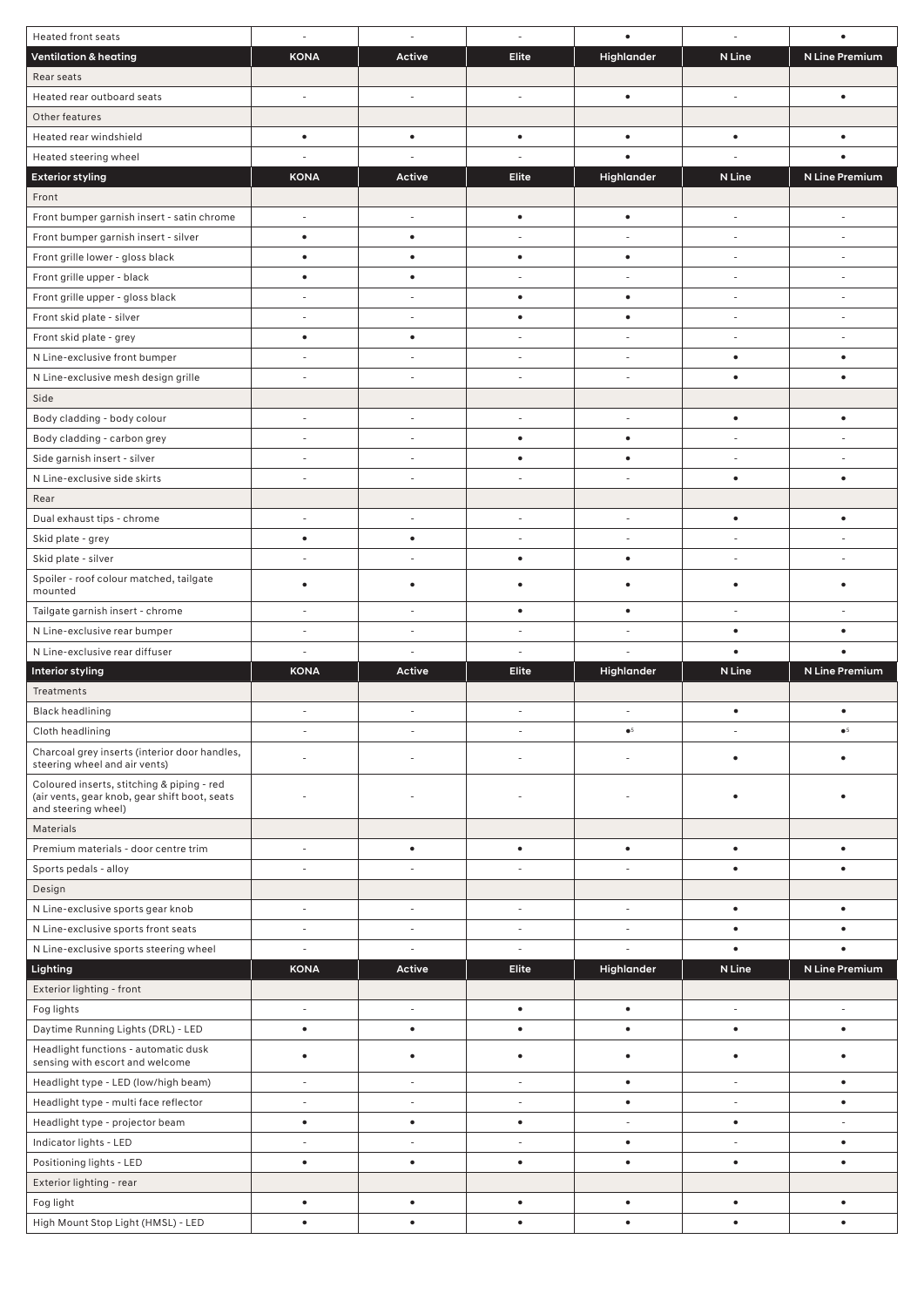| Heated front seats | - | - | - | • | - | • |
|---|---|---|---|---|---|---|
| **Ventilation & heating** | **KONA** | **Active** | **Elite** | **Highlander** | **N Line** | **N Line Premium** |
| Rear seats | | | | | | |
| Heated rear outboard seats | - | - | - | • | - | • |
| Other features | | | | | | |
| Heated rear windshield | • | • | • | • | • | • |
| Heated steering wheel | - | - | - | • | - | • |
| **Exterior styling** | **KONA** | **Active** | **Elite** | **Highlander** | **N Line** | **N Line Premium** |
| Front | | | | | | |
| Front bumper garnish insert - satin chrome | - | - | • | • | - | - |
| Front bumper garnish insert - silver | • | • | - | - | - | - |
| Front grille lower - gloss black | • | • | • | • | - | - |
| Front grille upper - black | • | • | - | - | - | - |
| Front grille upper - gloss black | - | - | • | • | - | - |
| Front skid plate - silver | - | - | • | • | - | - |
| Front skid plate - grey | • | • | - | - | - | - |
| N Line-exclusive front bumper | - | - | - | - | • | • |
| N Line-exclusive mesh design grille | - | - | - | - | • | • |
| Side | | | | | | |
| Body cladding - body colour | - | - | - | - | • | • |
| Body cladding - carbon grey | - | - | • | • | - | - |
| Side garnish insert - silver | - | - | • | • | - | - |
| N Line-exclusive side skirts | - | - | - | - | • | • |
| Rear | | | | | | |
| Dual exhaust tips - chrome | - | - | - | - | • | • |
| Skid plate - grey | • | • | - | - | - | - |
| Skid plate - silver | - | - | • | • | - | - |
| Spoiler - roof colour matched, tailgate mounted | • | • | • | • | • | • |
| Tailgate garnish insert - chrome | - | - | • | • | - | - |
| N Line-exclusive rear bumper | - | - | - | - | • | • |
| N Line-exclusive rear diffuser | - | - | - | - | • | • |
| **Interior styling** | **KONA** | **Active** | **Elite** | **Highlander** | **N Line** | **N Line Premium** |
| Treatments | | | | | | |
| Black headlining | - | - | - | - | • | • |
| Cloth headlining | - | - | - | •[5] | - | •[5] |
| Charcoal grey inserts (interior door handles, steering wheel and air vents) | - | - | - | - | • | • |
| Coloured inserts, stitching & piping - red (air vents, gear knob, gear shift boot, seats and steering wheel) | - | - | - | - | • | • |
| Materials | | | | | | |
| Premium materials - door centre trim | - | • | • | • | • | • |
| Sports pedals - alloy | - | - | - | - | • | • |
| Design | | | | | | |
| N Line-exclusive sports gear knob | - | - | - | - | • | • |
| N Line-exclusive sports front seats | - | - | - | - | • | • |
| N Line-exclusive sports steering wheel | - | - | - | - | • | • |
| **Lighting** | **KONA** | **Active** | **Elite** | **Highlander** | **N Line** | **N Line Premium** |
| Exterior lighting - front | | | | | | |
| Fog lights | - | - | • | • | - | - |
| Daytime Running Lights (DRL) - LED | • | • | • | • | • | • |
| Headlight functions - automatic dusk sensing with escort and welcome | • | • | • | • | • | • |
| Headlight type - LED (low/high beam) | - | - | - | • | - | • |
| Headlight type - multi face reflector | - | - | - | • | - | • |
| Headlight type - projector beam | • | • | • | - | • | - |
| Indicator lights - LED | - | - | - | • | - | • |
| Positioning lights - LED | • | • | • | • | • | • |
| Exterior lighting - rear | | | | | | |
| Fog light | • | • | • | • | • | • |
| High Mount Stop Light (HMSL) - LED | • | • | • | • | • | • |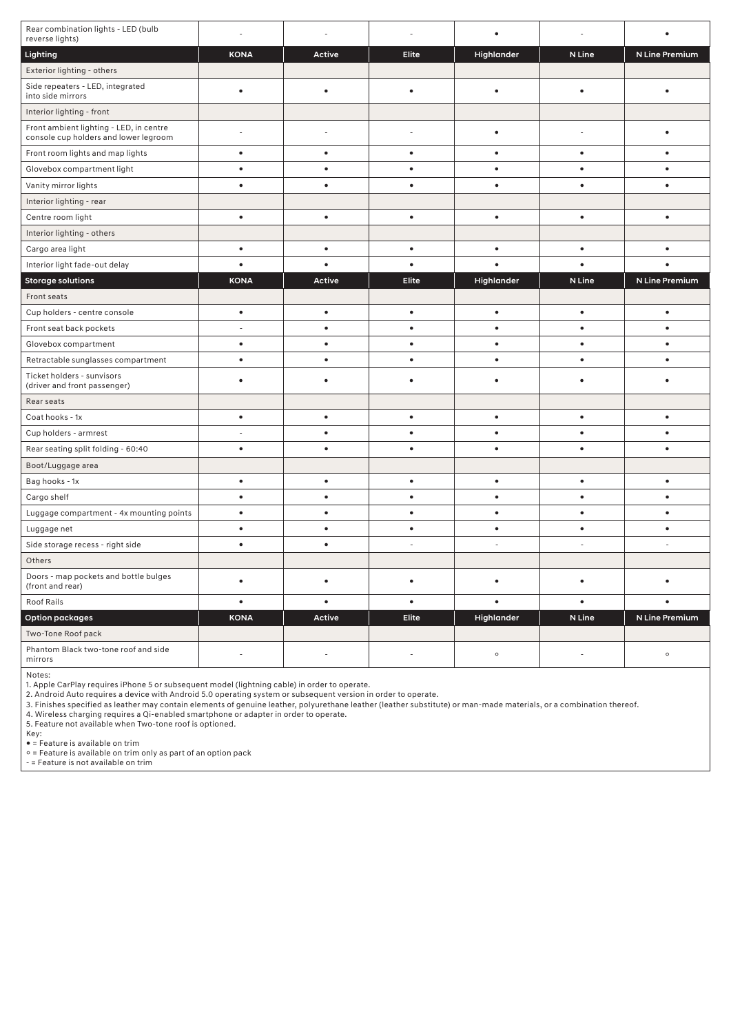| | | | | | | |
|---|---|---|---|---|---|---|
| Rear combination lights - LED (bulb reverse lights) | - | - | - | • | - | • |
| **Lighting** | **KONA** | **Active** | **Elite** | **Highlander** | **N Line** | **N Line Premium** |
| Exterior lighting - others | | | | | | |
| Side repeaters - LED, integrated into side mirrors | • | • | • | • | • | • |
| Interior lighting - front | | | | | | |
| Front ambient lighting - LED, in centre console cup holders and lower legroom | - | - | - | • | - | • |
| Front room lights and map lights | • | • | • | • | • | • |
| Glovebox compartment light | • | • | • | • | • | • |
| Vanity mirror lights | • | • | • | • | • | • |
| Interior lighting - rear | | | | | | |
| Centre room light | • | • | • | • | • | • |
| Interior lighting - others | | | | | | |
| Cargo area light | • | • | • | • | • | • |
| Interior light fade-out delay | • | • | • | • | • | • |
| **Storage solutions** | **KONA** | **Active** | **Elite** | **Highlander** | **N Line** | **N Line Premium** |
| Front seats | | | | | | |
| Cup holders - centre console | • | • | • | • | • | • |
| Front seat back pockets | - | • | • | • | • | • |
| Glovebox compartment | • | • | • | • | • | • |
| Retractable sunglasses compartment | • | • | • | • | • | • |
| Ticket holders - sunvisors (driver and front passenger) | • | • | • | • | • | • |
| Rear seats | | | | | | |
| Coat hooks - 1x | • | • | • | • | • | • |
| Cup holders - armrest | - | • | • | • | • | • |
| Rear seating split folding - 60:40 | • | • | • | • | • | • |
| Boot/Luggage area | | | | | | |
| Bag hooks - 1x | • | • | • | • | • | • |
| Cargo shelf | • | • | • | • | • | • |
| Luggage compartment - 4x mounting points | • | • | • | • | • | • |
| Luggage net | • | • | • | • | • | • |
| Side storage recess - right side | • | • | - | - | - | - |
| Others | | | | | | |
| Doors - map pockets and bottle bulges (front and rear) | • | • | • | • | • | • |
| Roof Rails | • | • | • | • | • | • |
| **Option packages** | **KONA** | **Active** | **Elite** | **Highlander** | **N Line** | **N Line Premium** |
| Two-Tone Roof pack | | | | | | |
| Phantom Black two-tone roof and side mirrors | - | - | - | ○ | - | ○ |

Notes:
1. Apple CarPlay requires iPhone 5 or subsequent model (lightning cable) in order to operate.
2. Android Auto requires a device with Android 5.0 operating system or subsequent version in order to operate.
3. Finishes specified as leather may contain elements of genuine leather, polyurethane leather (leather substitute) or man-made materials, or a combination thereof.
4. Wireless charging requires a Qi-enabled smartphone or adapter in order to operate.
5. Feature not available when Two-tone roof is optioned.

Key:
• = Feature is available on trim
○ = Feature is available on trim only as part of an option pack
- = Feature is not available on trim